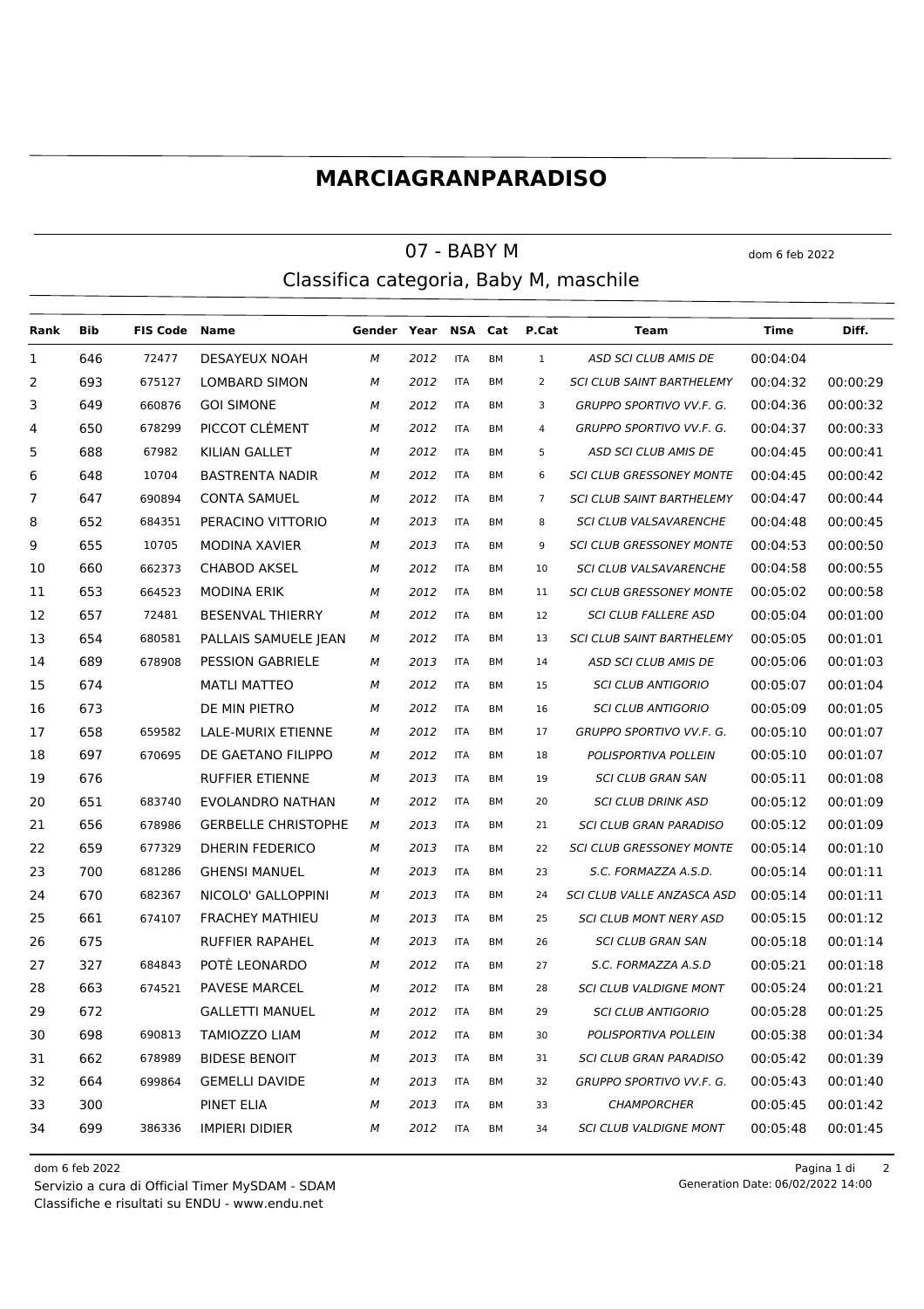# MARCIAGRANPARADISO

## 07 - BABY M

dom 6 feb 2022

### Classifica categoria, Baby M, maschile

| Rank | Bib | FIS Code | Name | Gender | Year | NSA | Cat | P.Cat | Team | Time | Diff. |
|---|---|---|---|---|---|---|---|---|---|---|---|
| 1 | 646 | 72477 | DESAYEUX NOAH | M | 2012 | ITA | BM | 1 | ASD SCI CLUB AMIS DE | 00:04:04 | |
| 2 | 693 | 675127 | LOMBARD SIMON | M | 2012 | ITA | BM | 2 | SCI CLUB SAINT BARTHELEMY | 00:04:32 | 00:00:29 |
| 3 | 649 | 660876 | GOI SIMONE | M | 2012 | ITA | BM | 3 | GRUPPO SPORTIVO VV.F. G. | 00:04:36 | 00:00:32 |
| 4 | 650 | 678299 | PICCOT CLÉMENT | M | 2012 | ITA | BM | 4 | GRUPPO SPORTIVO VV.F. G. | 00:04:37 | 00:00:33 |
| 5 | 688 | 67982 | KILIAN GALLET | M | 2012 | ITA | BM | 5 | ASD SCI CLUB AMIS DE | 00:04:45 | 00:00:41 |
| 6 | 648 | 10704 | BASTRENTA NADIR | M | 2012 | ITA | BM | 6 | SCI CLUB GRESSONEY MONTE | 00:04:45 | 00:00:42 |
| 7 | 647 | 690894 | CONTA SAMUEL | M | 2012 | ITA | BM | 7 | SCI CLUB SAINT BARTHELEMY | 00:04:47 | 00:00:44 |
| 8 | 652 | 684351 | PERACINO VITTORIO | M | 2013 | ITA | BM | 8 | SCI CLUB VALSAVARENCHE | 00:04:48 | 00:00:45 |
| 9 | 655 | 10705 | MODINA XAVIER | M | 2013 | ITA | BM | 9 | SCI CLUB GRESSONEY MONTE | 00:04:53 | 00:00:50 |
| 10 | 660 | 662373 | CHABOD AKSEL | M | 2012 | ITA | BM | 10 | SCI CLUB VALSAVARENCHE | 00:04:58 | 00:00:55 |
| 11 | 653 | 664523 | MODINA ERIK | M | 2012 | ITA | BM | 11 | SCI CLUB GRESSONEY MONTE | 00:05:02 | 00:00:58 |
| 12 | 657 | 72481 | BESENVAL THIERRY | M | 2012 | ITA | BM | 12 | SCI CLUB FALLERE ASD | 00:05:04 | 00:01:00 |
| 13 | 654 | 680581 | PALLAIS SAMUELE JEAN | M | 2012 | ITA | BM | 13 | SCI CLUB SAINT BARTHELEMY | 00:05:05 | 00:01:01 |
| 14 | 689 | 678908 | PESSION GABRIELE | M | 2013 | ITA | BM | 14 | ASD SCI CLUB AMIS DE | 00:05:06 | 00:01:03 |
| 15 | 674 | | MATLI MATTEO | M | 2012 | ITA | BM | 15 | SCI CLUB ANTIGORIO | 00:05:07 | 00:01:04 |
| 16 | 673 | | DE MIN PIETRO | M | 2012 | ITA | BM | 16 | SCI CLUB ANTIGORIO | 00:05:09 | 00:01:05 |
| 17 | 658 | 659582 | LALE-MURIX ETIENNE | M | 2012 | ITA | BM | 17 | GRUPPO SPORTIVO VV.F. G. | 00:05:10 | 00:01:07 |
| 18 | 697 | 670695 | DE GAETANO FILIPPO | M | 2012 | ITA | BM | 18 | POLISPORTIVA POLLEIN | 00:05:10 | 00:01:07 |
| 19 | 676 | | RUFFIER ETIENNE | M | 2013 | ITA | BM | 19 | SCI CLUB GRAN SAN | 00:05:11 | 00:01:08 |
| 20 | 651 | 683740 | EVOLANDRO NATHAN | M | 2012 | ITA | BM | 20 | SCI CLUB DRINK ASD | 00:05:12 | 00:01:09 |
| 21 | 656 | 678986 | GERBELLE CHRISTOPHE | M | 2013 | ITA | BM | 21 | SCI CLUB GRAN PARADISO | 00:05:12 | 00:01:09 |
| 22 | 659 | 677329 | DHERIN FEDERICO | M | 2013 | ITA | BM | 22 | SCI CLUB GRESSONEY MONTE | 00:05:14 | 00:01:10 |
| 23 | 700 | 681286 | GHENSI MANUEL | M | 2013 | ITA | BM | 23 | S.C. FORMAZZA A.S.D. | 00:05:14 | 00:01:11 |
| 24 | 670 | 682367 | NICOLO' GALLOPPINI | M | 2013 | ITA | BM | 24 | SCI CLUB VALLE ANZASCA ASD | 00:05:14 | 00:01:11 |
| 25 | 661 | 674107 | FRACHEY MATHIEU | M | 2013 | ITA | BM | 25 | SCI CLUB MONT NERY ASD | 00:05:15 | 00:01:12 |
| 26 | 675 | | RUFFIER RAPAHEL | M | 2013 | ITA | BM | 26 | SCI CLUB GRAN SAN | 00:05:18 | 00:01:14 |
| 27 | 327 | 684843 | POTÈ LEONARDO | M | 2012 | ITA | BM | 27 | S.C. FORMAZZA A.S.D | 00:05:21 | 00:01:18 |
| 28 | 663 | 674521 | PAVESE MARCEL | M | 2012 | ITA | BM | 28 | SCI CLUB VALDIGNE MONT | 00:05:24 | 00:01:21 |
| 29 | 672 | | GALLETTI MANUEL | M | 2012 | ITA | BM | 29 | SCI CLUB ANTIGORIO | 00:05:28 | 00:01:25 |
| 30 | 698 | 690813 | TAMIOZZO LIAM | M | 2012 | ITA | BM | 30 | POLISPORTIVA POLLEIN | 00:05:38 | 00:01:34 |
| 31 | 662 | 678989 | BIDESE BENOIT | M | 2013 | ITA | BM | 31 | SCI CLUB GRAN PARADISO | 00:05:42 | 00:01:39 |
| 32 | 664 | 699864 | GEMELLI DAVIDE | M | 2013 | ITA | BM | 32 | GRUPPO SPORTIVO VV.F. G. | 00:05:43 | 00:01:40 |
| 33 | 300 | | PINET ELIA | M | 2013 | ITA | BM | 33 | CHAMPORCHER | 00:05:45 | 00:01:42 |
| 34 | 699 | 386336 | IMPIERI DIDIER | M | 2012 | ITA | BM | 34 | SCI CLUB VALDIGNE MONT | 00:05:48 | 00:01:45 |

dom 6 feb 2022

Servizio a cura di Official Timer MySDAM - SDAM

Classifiche e risultati su ENDU - www.endu.net

Generation Date: 06/02/2022 14:00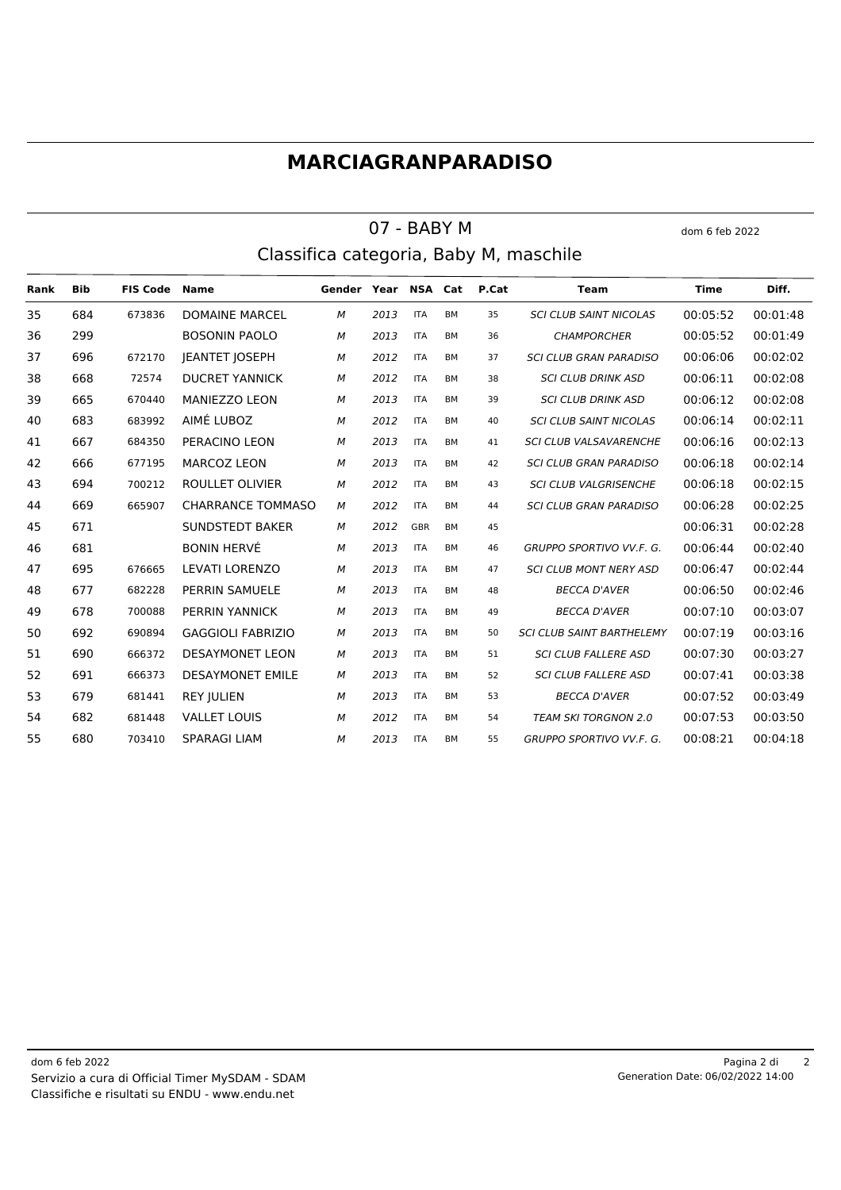# MARCIAGRANPARADISO

## 07 - BABY M

dom 6 feb 2022

### Classifica categoria, Baby M, maschile

| Rank | Bib | FIS Code | Name | Gender | Year | NSA | Cat | P.Cat | Team | Time | Diff. |
|---|---|---|---|---|---|---|---|---|---|---|---|
| 35 | 684 | 673836 | DOMAINE MARCEL | *M* | *2013* | ITA | BM | 35 | *SCI CLUB SAINT NICOLAS* | 00:05:52 | 00:01:48 |
| 36 | 299 | | BOSONIN PAOLO | *M* | *2013* | ITA | BM | 36 | *CHAMPORCHER* | 00:05:52 | 00:01:49 |
| 37 | 696 | 672170 | JEANTET JOSEPH | *M* | *2012* | ITA | BM | 37 | *SCI CLUB GRAN PARADISO* | 00:06:06 | 00:02:02 |
| 38 | 668 | 72574 | DUCRET YANNICK | *M* | *2012* | ITA | BM | 38 | *SCI CLUB DRINK ASD* | 00:06:11 | 00:02:08 |
| 39 | 665 | 670440 | MANIEZZO LEON | *M* | *2013* | ITA | BM | 39 | *SCI CLUB DRINK ASD* | 00:06:12 | 00:02:08 |
| 40 | 683 | 683992 | AIMÉ LUBOZ | *M* | *2012* | ITA | BM | 40 | *SCI CLUB SAINT NICOLAS* | 00:06:14 | 00:02:11 |
| 41 | 667 | 684350 | PERACINO LEON | *M* | *2013* | ITA | BM | 41 | *SCI CLUB VALSAVARENCHE* | 00:06:16 | 00:02:13 |
| 42 | 666 | 677195 | MARCOZ LEON | *M* | *2013* | ITA | BM | 42 | *SCI CLUB GRAN PARADISO* | 00:06:18 | 00:02:14 |
| 43 | 694 | 700212 | ROULLET OLIVIER | *M* | *2012* | ITA | BM | 43 | *SCI CLUB VALGRISENCHE* | 00:06:18 | 00:02:15 |
| 44 | 669 | 665907 | CHARRANCE TOMMASO | *M* | *2012* | ITA | BM | 44 | *SCI CLUB GRAN PARADISO* | 00:06:28 | 00:02:25 |
| 45 | 671 | | SUNDSTEDT BAKER | *M* | *2012* | GBR | BM | 45 | | 00:06:31 | 00:02:28 |
| 46 | 681 | | BONIN HERVÉ | *M* | *2013* | ITA | BM | 46 | *GRUPPO SPORTIVO VV.F. G.* | 00:06:44 | 00:02:40 |
| 47 | 695 | 676665 | LEVATI LORENZO | *M* | *2013* | ITA | BM | 47 | *SCI CLUB MONT NERY ASD* | 00:06:47 | 00:02:44 |
| 48 | 677 | 682228 | PERRIN SAMUELE | *M* | *2013* | ITA | BM | 48 | *BECCA D'AVER* | 00:06:50 | 00:02:46 |
| 49 | 678 | 700088 | PERRIN YANNICK | *M* | *2013* | ITA | BM | 49 | *BECCA D'AVER* | 00:07:10 | 00:03:07 |
| 50 | 692 | 690894 | GAGGIOLI FABRIZIO | *M* | *2013* | ITA | BM | 50 | *SCI CLUB SAINT BARTHELEMY* | 00:07:19 | 00:03:16 |
| 51 | 690 | 666372 | DESAYMONET LEON | *M* | *2013* | ITA | BM | 51 | *SCI CLUB FALLERE ASD* | 00:07:30 | 00:03:27 |
| 52 | 691 | 666373 | DESAYMONET EMILE | *M* | *2013* | ITA | BM | 52 | *SCI CLUB FALLERE ASD* | 00:07:41 | 00:03:38 |
| 53 | 679 | 681441 | REY JULIEN | *M* | *2013* | ITA | BM | 53 | *BECCA D'AVER* | 00:07:52 | 00:03:49 |
| 54 | 682 | 681448 | VALLET LOUIS | *M* | *2012* | ITA | BM | 54 | *TEAM SKI TORGNON 2.0* | 00:07:53 | 00:03:50 |
| 55 | 680 | 703410 | SPARAGI LIAM | *M* | *2013* | ITA | BM | 55 | *GRUPPO SPORTIVO VV.F. G.* | 00:08:21 | 00:04:18 |

dom 6 feb 2022
Servizio a cura di Official Timer MySDAM - SDAM
Classifiche e risultati su ENDU - www.endu.net

Generation Date: 06/02/2022 14:00